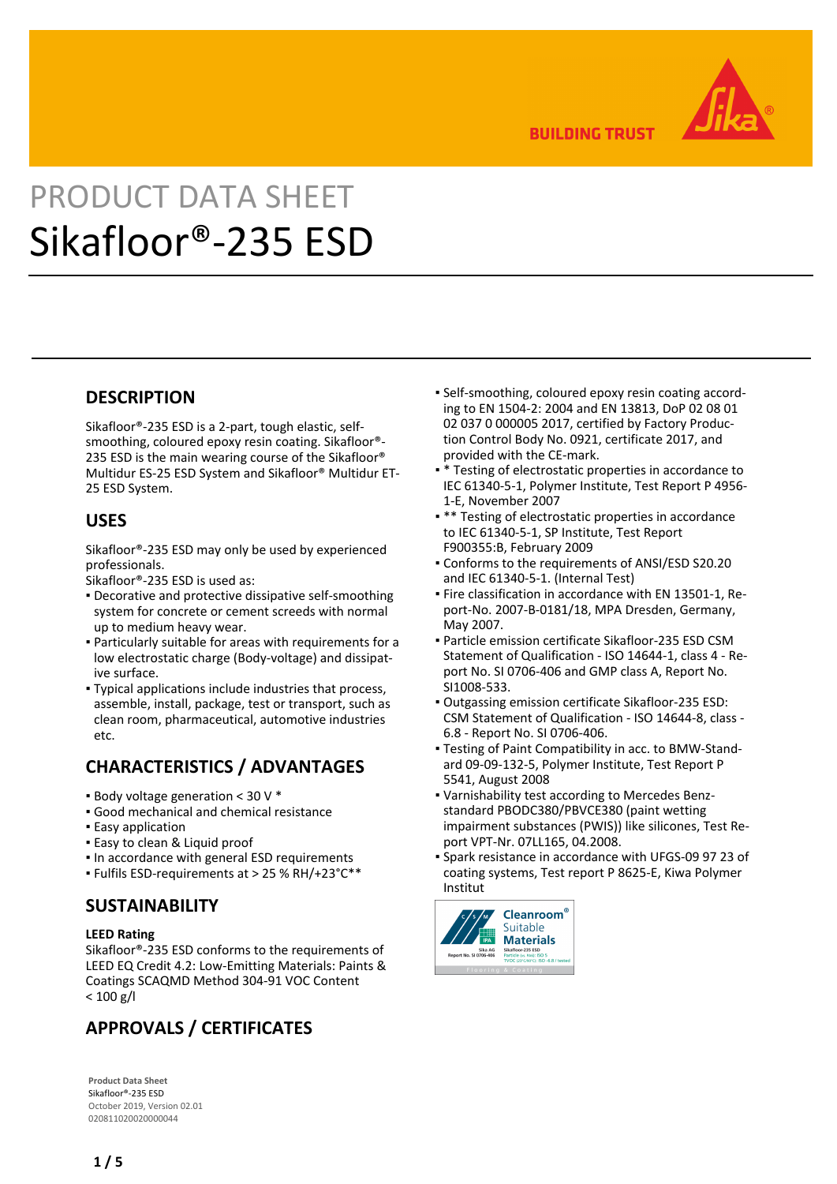# PRODUCT DATA SHEET

# Sikafloor®-235 ESD

## DESCRIPTION

Sikafloor®-235 ESD is a 2-part, tough elastic, self-smoothing, coloured epoxy resin coating. Sikafloor®-235 ESD is the main wearing course of the Sikafloor® Multidur ES-25 ESD System and Sikafloor® Multidur ET-25 ESD System.

## USES

Sikafloor®-235 ESD may only be used by experienced professionals.

Sikafloor®-235 ESD is used as:

- Decorative and protective dissipative self-smoothing system for concrete or cement screeds with normal up to medium heavy wear.
- Particularly suitable for areas with requirements for a low electrostatic charge (Body-voltage) and dissipative surface.
- Typical applications include industries that process, assemble, install, package, test or transport, such as clean room, pharmaceutical, automotive industries etc.

## CHARACTERISTICS / ADVANTAGES

- Body voltage generation < 30 V *
- Good mechanical and chemical resistance
- Easy application
- Easy to clean & Liquid proof
- In accordance with general ESD requirements
- Fulfils ESD-requirements at > 25 % RH/+23°C**

## SUSTAINABILITY

### LEED Rating

Sikafloor®-235 ESD conforms to the requirements of LEED EQ Credit 4.2: Low-Emitting Materials: Paints & Coatings SCAQMD Method 304-91 VOC Content < 100 g/l

## APPROVALS / CERTIFICATES

- Self-smoothing, coloured epoxy resin coating according to EN 1504-2: 2004 and EN 13813, DoP 02 08 01 02 037 0 000005 2017, certified by Factory Production Control Body No. 0921, certificate 2017, and provided with the CE-mark.
- * Testing of electrostatic properties in accordance to IEC 61340-5-1, Polymer Institute, Test Report P 4956-1-E, November 2007
- ** Testing of electrostatic properties in accordance to IEC 61340-5-1, SP Institute, Test Report F900355:B, February 2009
- Conforms to the requirements of ANSI/ESD S20.20 and IEC 61340-5-1. (Internal Test)
- Fire classification in accordance with EN 13501-1, Report-No. 2007-B-0181/18, MPA Dresden, Germany, May 2007.
- Particle emission certificate Sikafloor-235 ESD CSM Statement of Qualification - ISO 14644-1, class 4 - Report No. SI 0706-406 and GMP class A, Report No. SI1008-533.
- Outgassing emission certificate Sikafloor-235 ESD: CSM Statement of Qualification - ISO 14644-8, class -6.8 - Report No. SI 0706-406.
- Testing of Paint Compatibility in acc. to BMW-Standard 09-09-132-5, Polymer Institute, Test Report P 5541, August 2008
- Varnishability test according to Mercedes Benz-standard PBODC380/PBVCE380 (paint wetting impairment substances (PWIS)) like silicones, Test Report VPT-Nr. 07LL165, 04.2008.
- Spark resistance in accordance with UFGS-09 97 23 of coating systems, Test report P 8625-E, Kiwa Polymer Institut

Cleanroom® Suitable Materials
Sika AG
Report No. SI 0706-406
Sikafloor-235 ESD
Particle (ac. Ind.): ISO 5
TVOC (25°C/AFC): ISO -6.8 / tested
Flooring & Coating

Product Data Sheet
Sikafloor®-235 ESD
October 2019, Version 02.01
020811020020000044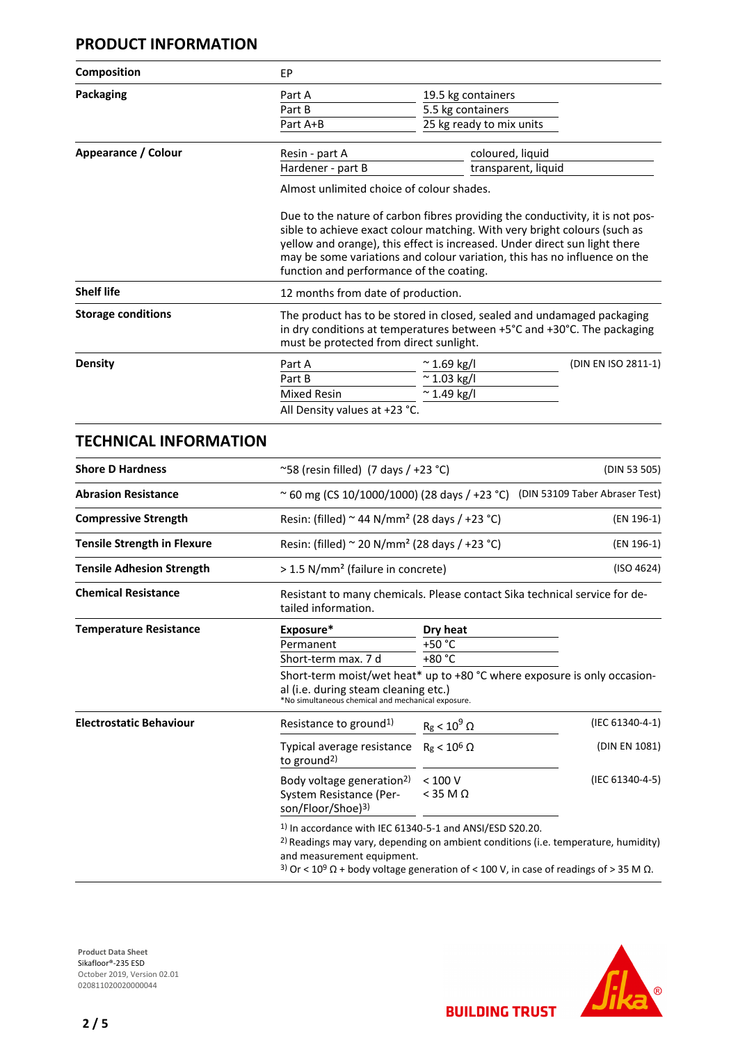## PRODUCT INFORMATION

| | | | |
|---|---|---|---|
| **Composition** | EP | | |
| **Packaging** | Part A | 19.5 kg containers | |
| | Part B | 5.5 kg containers | |
| | Part A+B | 25 kg ready to mix units | |
| **Appearance / Colour** | Resin - part A | coloured, liquid | |
| | Hardener - part B | transparent, liquid | |
| | Almost unlimited choice of colour shades. | | |
| | Due to the nature of carbon fibres providing the conductivity, it is not possible to achieve exact colour matching. With very bright colours (such as yellow and orange), this effect is increased. Under direct sun light there may be some variations and colour variation, this has no influence on the function and performance of the coating. | | |
| **Shelf life** | 12 months from date of production. | | |
| **Storage conditions** | The product has to be stored in closed, sealed and undamaged packaging in dry conditions at temperatures between +5°C and +30°C. The packaging must be protected from direct sunlight. | | |
| **Density** | Part A | ~ 1.69 kg/l | (DIN EN ISO 2811-1) |
| | Part B | ~ 1.03 kg/l | |
| | Mixed Resin | ~ 1.49 kg/l | |
| | All Density values at +23 °C. | | |

## TECHNICAL INFORMATION

| | | | |
|---|---|---|---|
| **Shore D Hardness** | ~58 (resin filled) (7 days / +23 °C) | | (DIN 53 505) |
| **Abrasion Resistance** | ~ 60 mg (CS 10/1000/1000) (28 days / +23 °C) | | (DIN 53109 Taber Abraser Test) |
| **Compressive Strength** | Resin: (filled) ~ 44 N/mm² (28 days / +23 °C) | | (EN 196-1) |
| **Tensile Strength in Flexure** | Resin: (filled) ~ 20 N/mm² (28 days / +23 °C) | | (EN 196-1) |
| **Tensile Adhesion Strength** | > 1.5 N/mm² (failure in concrete) | | (ISO 4624) |
| **Chemical Resistance** | Resistant to many chemicals. Please contact Sika technical service for detailed information. | | |
| **Temperature Resistance** | **Exposure*** | **Dry heat** | |
| | Permanent | +50 °C | |
| | Short-term max. 7 d | +80 °C | |
| | Short-term moist/wet heat* up to +80 °C where exposure is only occasional (i.e. during steam cleaning etc.)<br>*No simultaneous chemical and mechanical exposure. | | |
| **Electrostatic Behaviour** | Resistance to ground[1] | $R_g < 10^9\ \Omega$ | (IEC 61340-4-1) |
| | Typical average resistance to ground[2] | $R_g < 10^6\ \Omega$ | (DIN EN 1081) |
| | Body voltage generation[2]<br>System Resistance (Person/Floor/Shoe)[3] | < 100 V<br>< 35 M Ω | (IEC 61340-4-5) |
| | [1] In accordance with IEC 61340-5-1 and ANSI/ESD S20.20.<br>[2] Readings may vary, depending on ambient conditions (i.e. temperature, humidity) and measurement equipment.<br>[3] Or $< 10^9\ \Omega$ + body voltage generation of < 100 V, in case of readings of > 35 M Ω. | | |

**Product Data Sheet**
Sikafloor®-235 ESD
October 2019, Version 02.01
020811020020000044

BUILDING TRUST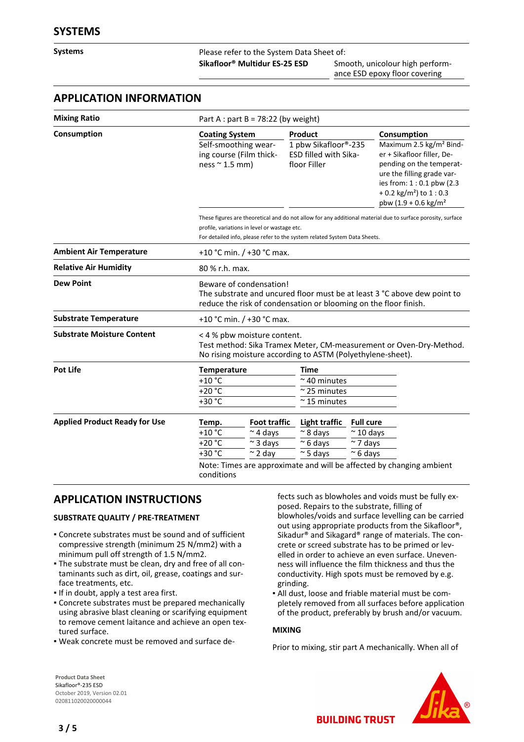## SYSTEMS

| | |
|---|---|
| **Systems** | Please refer to the System Data Sheet of: **Sikafloor® Multidur ES-25 ESD** — Smooth, unicolour high performance ESD epoxy floor covering |

## APPLICATION INFORMATION

**Mixing Ratio**

Part A : part B = 78:22 (by weight)

**Consumption**

| Coating System | Product | Consumption |
|---|---|---|
| Self-smoothing wearing course (Film thickness ~ 1.5 mm) | 1 pbw Sikafloor®-235 ESD filled with Sikafloor Filler | Maximum 2.5 kg/m² Binder + Sikafloor filler, Depending on the temperature the filling grade varies from: 1 : 0.1 pbw (2.3 + 0.2 kg/m²) to 1 : 0.3 pbw (1.9 + 0.6 kg/m² |

These figures are theoretical and do not allow for any additional material due to surface porosity, surface profile, variations in level or wastage etc.
For detailed info, please refer to the system related System Data Sheets.

**Ambient Air Temperature**

+10 °C min. / +30 °C max.

**Relative Air Humidity**

80 % r.h. max.

**Dew Point**

Beware of condensation!
The substrate and uncured floor must be at least 3 °C above dew point to reduce the risk of condensation or blooming on the floor finish.

**Substrate Temperature**

+10 °C min. / +30 °C max.

**Substrate Moisture Content**

< 4 % pbw moisture content.
Test method: Sika Tramex Meter, CM-measurement or Oven-Dry-Method.
No rising moisture according to ASTM (Polyethylene-sheet).

**Pot Life**

| Temperature | Time |
|---|---|
| +10 °C | ~ 40 minutes |
| +20 °C | ~ 25 minutes |
| +30 °C | ~ 15 minutes |

**Applied Product Ready for Use**

| Temp. | Foot traffic | Light traffic | Full cure |
|---|---|---|---|
| +10 °C | ~ 4 days | ~ 8 days | ~ 10 days |
| +20 °C | ~ 3 days | ~ 6 days | ~ 7 days |
| +30 °C | ~ 2 day | ~ 5 days | ~ 6 days |

Note: Times are approximate and will be affected by changing ambient conditions

## APPLICATION INSTRUCTIONS

### SUBSTRATE QUALITY / PRE-TREATMENT

- Concrete substrates must be sound and of sufficient compressive strength (minimum 25 N/mm2) with a minimum pull off strength of 1.5 N/mm2.
- The substrate must be clean, dry and free of all contaminants such as dirt, oil, grease, coatings and surface treatments, etc.
- If in doubt, apply a test area first.
- Concrete substrates must be prepared mechanically using abrasive blast cleaning or scarifying equipment to remove cement laitance and achieve an open textured surface.
- Weak concrete must be removed and surface defects such as blowholes and voids must be fully exposed. Repairs to the substrate, filling of blowholes/voids and surface levelling can be carried out using appropriate products from the Sikafloor®, Sikadur® and Sikagard® range of materials. The concrete or screed substrate has to be primed or levelled in order to achieve an even surface. Unevenness will influence the film thickness and thus the conductivity. High spots must be removed by e.g. grinding.
- All dust, loose and friable material must be completely removed from all surfaces before application of the product, preferably by brush and/or vacuum.

### MIXING

Prior to mixing, stir part A mechanically. When all of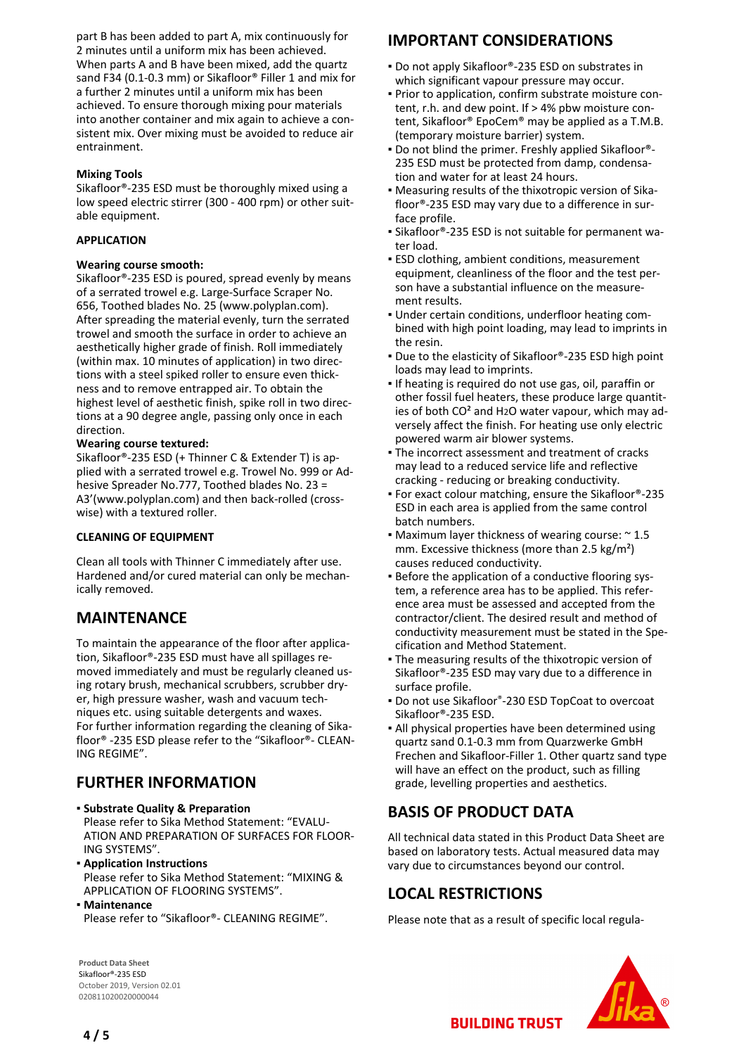part B has been added to part A, mix continuously for 2 minutes until a uniform mix has been achieved. When parts A and B have been mixed, add the quartz sand F34 (0.1-0.3 mm) or Sikafloor® Filler 1 and mix for a further 2 minutes until a uniform mix has been achieved. To ensure thorough mixing pour materials into another container and mix again to achieve a consistent mix. Over mixing must be avoided to reduce air entrainment.

**Mixing Tools**

Sikafloor®-235 ESD must be thoroughly mixed using a low speed electric stirrer (300 - 400 rpm) or other suitable equipment.

**APPLICATION**

**Wearing course smooth:**

Sikafloor®-235 ESD is poured, spread evenly by means of a serrated trowel e.g. Large-Surface Scraper No. 656, Toothed blades No. 25 (www.polyplan.com). After spreading the material evenly, turn the serrated trowel and smooth the surface in order to achieve an aesthetically higher grade of finish. Roll immediately (within max. 10 minutes of application) in two directions with a steel spiked roller to ensure even thickness and to remove entrapped air. To obtain the highest level of aesthetic finish, spike roll in two directions at a 90 degree angle, passing only once in each direction.

**Wearing course textured:**

Sikafloor®-235 ESD (+ Thinner C & Extender T) is applied with a serrated trowel e.g. Trowel No. 999 or Adhesive Spreader No.777, Toothed blades No. 23 = A3'(www.polyplan.com) and then back-rolled (crosswise) with a textured roller.

**CLEANING OF EQUIPMENT**

Clean all tools with Thinner C immediately after use. Hardened and/or cured material can only be mechanically removed.

## MAINTENANCE

To maintain the appearance of the floor after application, Sikafloor®-235 ESD must have all spillages removed immediately and must be regularly cleaned using rotary brush, mechanical scrubbers, scrubber dryer, high pressure washer, wash and vacuum techniques etc. using suitable detergents and waxes. For further information regarding the cleaning of Sikafloor® -235 ESD please refer to the "Sikafloor®- CLEANING REGIME".

## FURTHER INFORMATION

- **Substrate Quality & Preparation**
  Please refer to Sika Method Statement: "EVALUATION AND PREPARATION OF SURFACES FOR FLOORING SYSTEMS".
- **Application Instructions**
  Please refer to Sika Method Statement: "MIXING & APPLICATION OF FLOORING SYSTEMS".
- **Maintenance**
  Please refer to "Sikafloor®- CLEANING REGIME".

## IMPORTANT CONSIDERATIONS

- Do not apply Sikafloor®-235 ESD on substrates in which significant vapour pressure may occur.
- Prior to application, confirm substrate moisture content, r.h. and dew point. If > 4% pbw moisture content, Sikafloor® EpoCem® may be applied as a T.M.B. (temporary moisture barrier) system.
- Do not blind the primer. Freshly applied Sikafloor®-235 ESD must be protected from damp, condensation and water for at least 24 hours.
- Measuring results of the thixotropic version of Sikafloor®-235 ESD may vary due to a difference in surface profile.
- Sikafloor®-235 ESD is not suitable for permanent water load.
- ESD clothing, ambient conditions, measurement equipment, cleanliness of the floor and the test person have a substantial influence on the measurement results.
- Under certain conditions, underfloor heating combined with high point loading, may lead to imprints in the resin.
- Due to the elasticity of Sikafloor®-235 ESD high point loads may lead to imprints.
- If heating is required do not use gas, oil, paraffin or other fossil fuel heaters, these produce large quantities of both $CO^2$ and $H_2O$ water vapour, which may adversely affect the finish. For heating use only electric powered warm air blower systems.
- The incorrect assessment and treatment of cracks may lead to a reduced service life and reflective cracking - reducing or breaking conductivity.
- For exact colour matching, ensure the Sikafloor®-235 ESD in each area is applied from the same control batch numbers.
- Maximum layer thickness of wearing course: ~ 1.5 mm. Excessive thickness (more than 2.5 kg/m²) causes reduced conductivity.
- Before the application of a conductive flooring system, a reference area has to be applied. This reference area must be assessed and accepted from the contractor/client. The desired result and method of conductivity measurement must be stated in the Specification and Method Statement.
- The measuring results of the thixotropic version of Sikafloor®-235 ESD may vary due to a difference in surface profile.
- Do not use Sikafloor®-230 ESD TopCoat to overcoat Sikafloor®-235 ESD.
- All physical properties have been determined using quartz sand 0.1-0.3 mm from Quarzwerke GmbH Frechen and Sikafloor-Filler 1. Other quartz sand type will have an effect on the product, such as filling grade, levelling properties and aesthetics.

## BASIS OF PRODUCT DATA

All technical data stated in this Product Data Sheet are based on laboratory tests. Actual measured data may vary due to circumstances beyond our control.

## LOCAL RESTRICTIONS

Please note that as a result of specific local regula-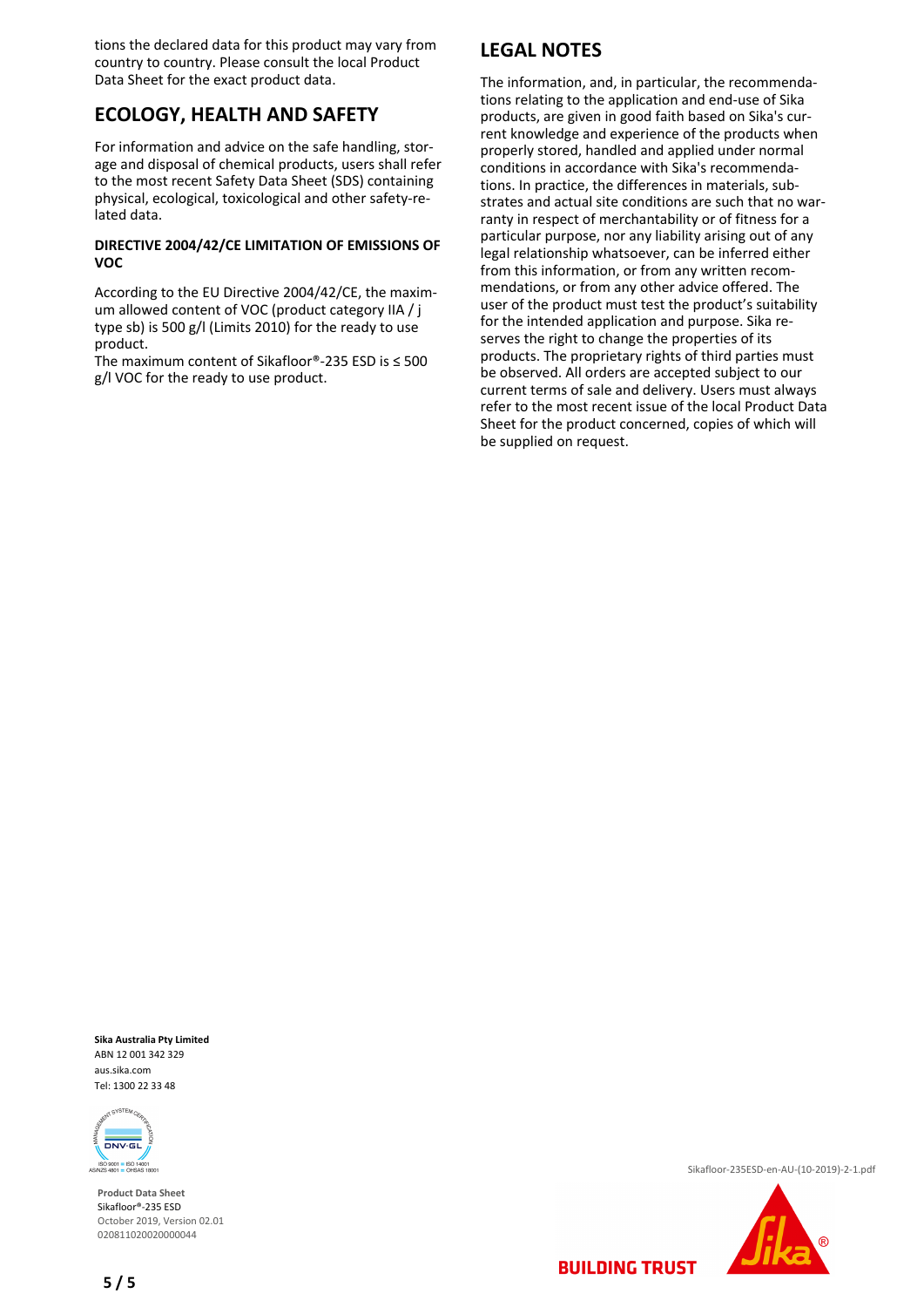tions the declared data for this product may vary from country to country. Please consult the local Product Data Sheet for the exact product data.

## ECOLOGY, HEALTH AND SAFETY

For information and advice on the safe handling, storage and disposal of chemical products, users shall refer to the most recent Safety Data Sheet (SDS) containing physical, ecological, toxicological and other safety-related data.

### DIRECTIVE 2004/42/CE LIMITATION OF EMISSIONS OF VOC

According to the EU Directive 2004/42/CE, the maximum allowed content of VOC (product category IIA / j type sb) is 500 g/l (Limits 2010) for the ready to use product.
The maximum content of Sikafloor®-235 ESD is ≤ 500 g/l VOC for the ready to use product.

## LEGAL NOTES

The information, and, in particular, the recommendations relating to the application and end-use of Sika products, are given in good faith based on Sika's current knowledge and experience of the products when properly stored, handled and applied under normal conditions in accordance with Sika's recommendations. In practice, the differences in materials, substrates and actual site conditions are such that no warranty in respect of merchantability or of fitness for a particular purpose, nor any liability arising out of any legal relationship whatsoever, can be inferred either from this information, or from any written recommendations, or from any other advice offered. The user of the product must test the product's suitability for the intended application and purpose. Sika reserves the right to change the properties of its products. The proprietary rights of third parties must be observed. All orders are accepted subject to our current terms of sale and delivery. Users must always refer to the most recent issue of the local Product Data Sheet for the product concerned, copies of which will be supplied on request.

**Sika Australia Pty Limited**
ABN 12 001 342 329
aus.sika.com
Tel: 1300 22 33 48

**Product Data Sheet**
Sikafloor®-235 ESD
October 2019, Version 02.01
020811020020000044

Sikafloor-235ESD-en-AU-(10-2019)-2-1.pdf

BUILDING TRUST